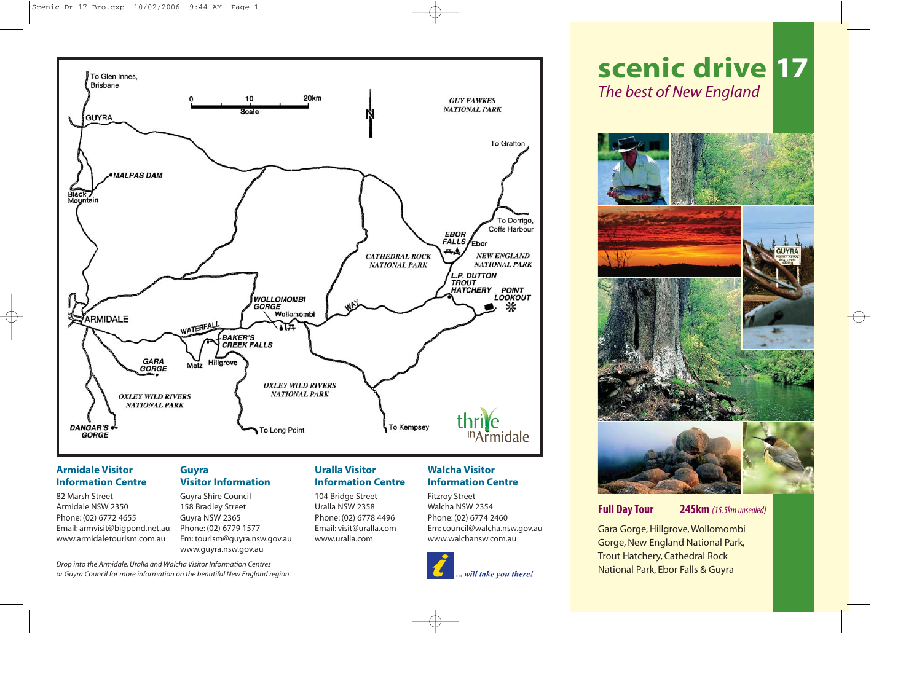# scenic drive 17

*The best of New England*

**Full Day Tour** **245km** *(15.5km unsealed)*

Gara Gorge, Hillgrove, Wollomombi Gorge, New England National Park, Trout Hatchery, Cathedral Rock National Park, Ebor Falls & Guyra

To Glen Innes, Brisbane

GUYRA

MALPAS DAM

Black Mountain

0 10 20km
Scale

N

GUY FAWKES NATIONAL PARK

To Grafton

To Dorrigo, Coffs Harbour

EBOR FALLS

Ebor

CATHEDRAL ROCK NATIONAL PARK

NEW ENGLAND NATIONAL PARK

L.P. DUTTON TROUT HATCHERY

POINT LOOKOUT

WOLLOMOMBI GORGE

Wollomombi

WAY

ARMIDALE

WATERFALL

BAKER'S CREEK FALLS

GARA GORGE

Metz

Hillgrove

OXLEY WILD RIVERS NATIONAL PARK

OXLEY WILD RIVERS NATIONAL PARK

DANGAR'S GORGE

To Long Point

To Kempsey

thrive in Armidale

### Armidale Visitor Information Centre

82 Marsh Street
Armidale NSW 2350
Phone: (02) 6772 4655
Email: armvisit@bigpond.net.au
www.armidaletourism.com.au

### Guyra Visitor Information

Guyra Shire Council
158 Bradley Street
Guyra NSW 2365
Phone: (02) 6779 1577
Em: tourism@guyra.nsw.gov.au
www.guyra.nsw.gov.au

### Uralla Visitor Information Centre

104 Bridge Street
Uralla NSW 2358
Phone: (02) 6778 4496
Email: visit@uralla.com
www.uralla.com

### Walcha Visitor Information Centre

Fitzroy Street
Walcha NSW 2354
Phone: (02) 6774 2460
Em: council@walcha.nsw.gov.au
www.walchansw.com.au

*Drop into the Armidale, Uralla and Walcha Visitor Information Centres or Guyra Council for more information on the beautiful New England region.*

*... will take you there!*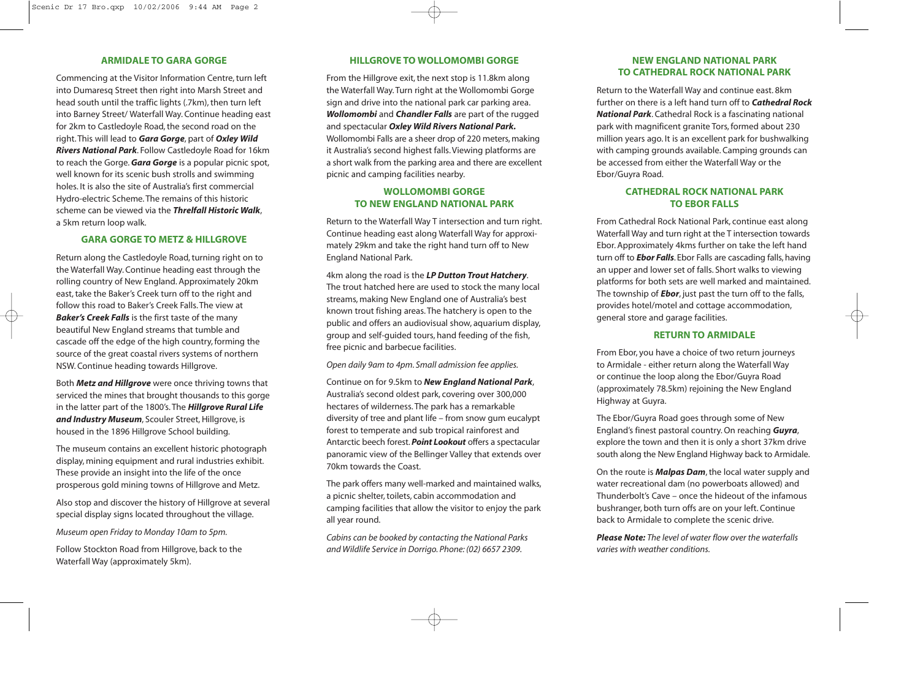## ARMIDALE TO GARA GORGE

Commencing at the Visitor Information Centre, turn left into Dumaresq Street then right into Marsh Street and head south until the traffic lights (.7km), then turn left into Barney Street/ Waterfall Way. Continue heading east for 2km to Castledoyle Road, the second road on the right. This will lead to ***Gara Gorge***, part of ***Oxley Wild Rivers National Park***. Follow Castledoyle Road for 16km to reach the Gorge. ***Gara Gorge*** is a popular picnic spot, well known for its scenic bush strolls and swimming holes. It is also the site of Australia's first commercial Hydro-electric Scheme. The remains of this historic scheme can be viewed via the ***Threlfall Historic Walk***, a 5km return loop walk.

## GARA GORGE TO METZ & HILLGROVE

Return along the Castledoyle Road, turning right on to the Waterfall Way. Continue heading east through the rolling country of New England. Approximately 20km east, take the Baker's Creek turn off to the right and follow this road to Baker's Creek Falls. The view at ***Baker's Creek Falls*** is the first taste of the many beautiful New England streams that tumble and cascade off the edge of the high country, forming the source of the great coastal rivers systems of northern NSW. Continue heading towards Hillgrove.

Both ***Metz and Hillgrove*** were once thriving towns that serviced the mines that brought thousands to this gorge in the latter part of the 1800's. The ***Hillgrove Rural Life and Industry Museum***, Scouler Street, Hillgrove, is housed in the 1896 Hillgrove School building.

The museum contains an excellent historic photograph display, mining equipment and rural industries exhibit. These provide an insight into the life of the once prosperous gold mining towns of Hillgrove and Metz.

Also stop and discover the history of Hillgrove at several special display signs located throughout the village.

*Museum open Friday to Monday 10am to 5pm.*

Follow Stockton Road from Hillgrove, back to the Waterfall Way (approximately 5km).

## HILLGROVE TO WOLLOMOMBI GORGE

From the Hillgrove exit, the next stop is 11.8km along the Waterfall Way. Turn right at the Wollomombi Gorge sign and drive into the national park car parking area. ***Wollomombi*** and ***Chandler Falls*** are part of the rugged and spectacular ***Oxley Wild Rivers National Park.*** Wollomombi Falls are a sheer drop of 220 meters, making it Australia's second highest falls. Viewing platforms are a short walk from the parking area and there are excellent picnic and camping facilities nearby.

## WOLLOMOMBI GORGE TO NEW ENGLAND NATIONAL PARK

Return to the Waterfall Way T intersection and turn right. Continue heading east along Waterfall Way for approximately 29km and take the right hand turn off to New England National Park.

4km along the road is the ***LP Dutton Trout Hatchery***. The trout hatched here are used to stock the many local streams, making New England one of Australia's best known trout fishing areas. The hatchery is open to the public and offers an audiovisual show, aquarium display, group and self-guided tours, hand feeding of the fish, free picnic and barbecue facilities.

*Open daily 9am to 4pm. Small admission fee applies.*

Continue on for 9.5km to ***New England National Park***, Australia's second oldest park, covering over 300,000 hectares of wilderness. The park has a remarkable diversity of tree and plant life – from snow gum eucalypt forest to temperate and sub tropical rainforest and Antarctic beech forest. ***Point Lookout*** offers a spectacular panoramic view of the Bellinger Valley that extends over 70km towards the Coast.

The park offers many well-marked and maintained walks, a picnic shelter, toilets, cabin accommodation and camping facilities that allow the visitor to enjoy the park all year round.

*Cabins can be booked by contacting the National Parks and Wildlife Service in Dorrigo. Phone: (02) 6657 2309.*

## NEW ENGLAND NATIONAL PARK TO CATHEDRAL ROCK NATIONAL PARK

Return to the Waterfall Way and continue east. 8km further on there is a left hand turn off to ***Cathedral Rock National Park***. Cathedral Rock is a fascinating national park with magnificent granite Tors, formed about 230 million years ago. It is an excellent park for bushwalking with camping grounds available. Camping grounds can be accessed from either the Waterfall Way or the Ebor/Guyra Road.

## CATHEDRAL ROCK NATIONAL PARK TO EBOR FALLS

From Cathedral Rock National Park, continue east along Waterfall Way and turn right at the T intersection towards Ebor. Approximately 4kms further on take the left hand turn off to ***Ebor Falls***. Ebor Falls are cascading falls, having an upper and lower set of falls. Short walks to viewing platforms for both sets are well marked and maintained. The township of ***Ebor***, just past the turn off to the falls, provides hotel/motel and cottage accommodation, general store and garage facilities.

## RETURN TO ARMIDALE

From Ebor, you have a choice of two return journeys to Armidale - either return along the Waterfall Way or continue the loop along the Ebor/Guyra Road (approximately 78.5km) rejoining the New England Highway at Guyra.

The Ebor/Guyra Road goes through some of New England's finest pastoral country. On reaching ***Guyra***, explore the town and then it is only a short 37km drive south along the New England Highway back to Armidale.

On the route is ***Malpas Dam***, the local water supply and water recreational dam (no powerboats allowed) and Thunderbolt's Cave – once the hideout of the infamous bushranger, both turn offs are on your left. Continue back to Armidale to complete the scenic drive.

***Please Note:*** *The level of water flow over the waterfalls varies with weather conditions.*